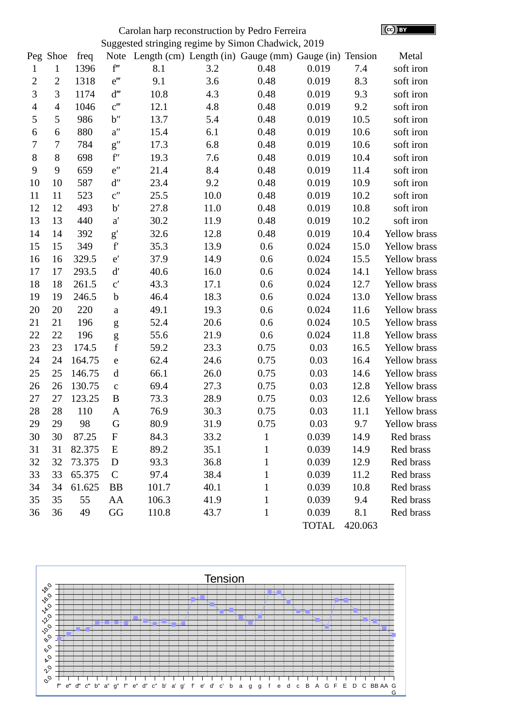Carolan harp reconstruction by Pedro Ferreira

Suggested stringing regime by Simon Chadwick, 2019

| Peg | Shoe | freq | Note | Length (cm) | Length (in) | Gauge (mm) | Gauge (in) | Tension | Metal |
|---|---|---|---|---|---|---|---|---|---|
| 1 | 1 | 1396 | f‴ | 8.1 | 3.2 | 0.48 | 0.019 | 7.4 | soft iron |
| 2 | 2 | 1318 | e‴ | 9.1 | 3.6 | 0.48 | 0.019 | 8.3 | soft iron |
| 3 | 3 | 1174 | d‴ | 10.8 | 4.3 | 0.48 | 0.019 | 9.3 | soft iron |
| 4 | 4 | 1046 | c‴ | 12.1 | 4.8 | 0.48 | 0.019 | 9.2 | soft iron |
| 5 | 5 | 986 | b″ | 13.7 | 5.4 | 0.48 | 0.019 | 10.5 | soft iron |
| 6 | 6 | 880 | a″ | 15.4 | 6.1 | 0.48 | 0.019 | 10.6 | soft iron |
| 7 | 7 | 784 | g″ | 17.3 | 6.8 | 0.48 | 0.019 | 10.6 | soft iron |
| 8 | 8 | 698 | f″ | 19.3 | 7.6 | 0.48 | 0.019 | 10.4 | soft iron |
| 9 | 9 | 659 | e″ | 21.4 | 8.4 | 0.48 | 0.019 | 11.4 | soft iron |
| 10 | 10 | 587 | d″ | 23.4 | 9.2 | 0.48 | 0.019 | 10.9 | soft iron |
| 11 | 11 | 523 | c″ | 25.5 | 10.0 | 0.48 | 0.019 | 10.2 | soft iron |
| 12 | 12 | 493 | b′ | 27.8 | 11.0 | 0.48 | 0.019 | 10.8 | soft iron |
| 13 | 13 | 440 | a′ | 30.2 | 11.9 | 0.48 | 0.019 | 10.2 | soft iron |
| 14 | 14 | 392 | g′ | 32.6 | 12.8 | 0.48 | 0.019 | 10.4 | Yellow brass |
| 15 | 15 | 349 | f′ | 35.3 | 13.9 | 0.6 | 0.024 | 15.0 | Yellow brass |
| 16 | 16 | 329.5 | e′ | 37.9 | 14.9 | 0.6 | 0.024 | 15.5 | Yellow brass |
| 17 | 17 | 293.5 | d′ | 40.6 | 16.0 | 0.6 | 0.024 | 14.1 | Yellow brass |
| 18 | 18 | 261.5 | c′ | 43.3 | 17.1 | 0.6 | 0.024 | 12.7 | Yellow brass |
| 19 | 19 | 246.5 | b | 46.4 | 18.3 | 0.6 | 0.024 | 13.0 | Yellow brass |
| 20 | 20 | 220 | a | 49.1 | 19.3 | 0.6 | 0.024 | 11.6 | Yellow brass |
| 21 | 21 | 196 | g | 52.4 | 20.6 | 0.6 | 0.024 | 10.5 | Yellow brass |
| 22 | 22 | 196 | g | 55.6 | 21.9 | 0.6 | 0.024 | 11.8 | Yellow brass |
| 23 | 23 | 174.5 | f | 59.2 | 23.3 | 0.75 | 0.03 | 16.5 | Yellow brass |
| 24 | 24 | 164.75 | e | 62.4 | 24.6 | 0.75 | 0.03 | 16.4 | Yellow brass |
| 25 | 25 | 146.75 | d | 66.1 | 26.0 | 0.75 | 0.03 | 14.6 | Yellow brass |
| 26 | 26 | 130.75 | c | 69.4 | 27.3 | 0.75 | 0.03 | 12.8 | Yellow brass |
| 27 | 27 | 123.25 | B | 73.3 | 28.9 | 0.75 | 0.03 | 12.6 | Yellow brass |
| 28 | 28 | 110 | A | 76.9 | 30.3 | 0.75 | 0.03 | 11.1 | Yellow brass |
| 29 | 29 | 98 | G | 80.9 | 31.9 | 0.75 | 0.03 | 9.7 | Yellow brass |
| 30 | 30 | 87.25 | F | 84.3 | 33.2 | 1 | 0.039 | 14.9 | Red brass |
| 31 | 31 | 82.375 | E | 89.2 | 35.1 | 1 | 0.039 | 14.9 | Red brass |
| 32 | 32 | 73.375 | D | 93.3 | 36.8 | 1 | 0.039 | 12.9 | Red brass |
| 33 | 33 | 65.375 | C | 97.4 | 38.4 | 1 | 0.039 | 11.2 | Red brass |
| 34 | 34 | 61.625 | BB | 101.7 | 40.1 | 1 | 0.039 | 10.8 | Red brass |
| 35 | 35 | 55 | AA | 106.3 | 41.9 | 1 | 0.039 | 9.4 | Red brass |
| 36 | 36 | 49 | GG | 110.8 | 43.7 | 1 | 0.039 | 8.1 | Red brass |
| | | | | | | | TOTAL | 420.063 | |

Tension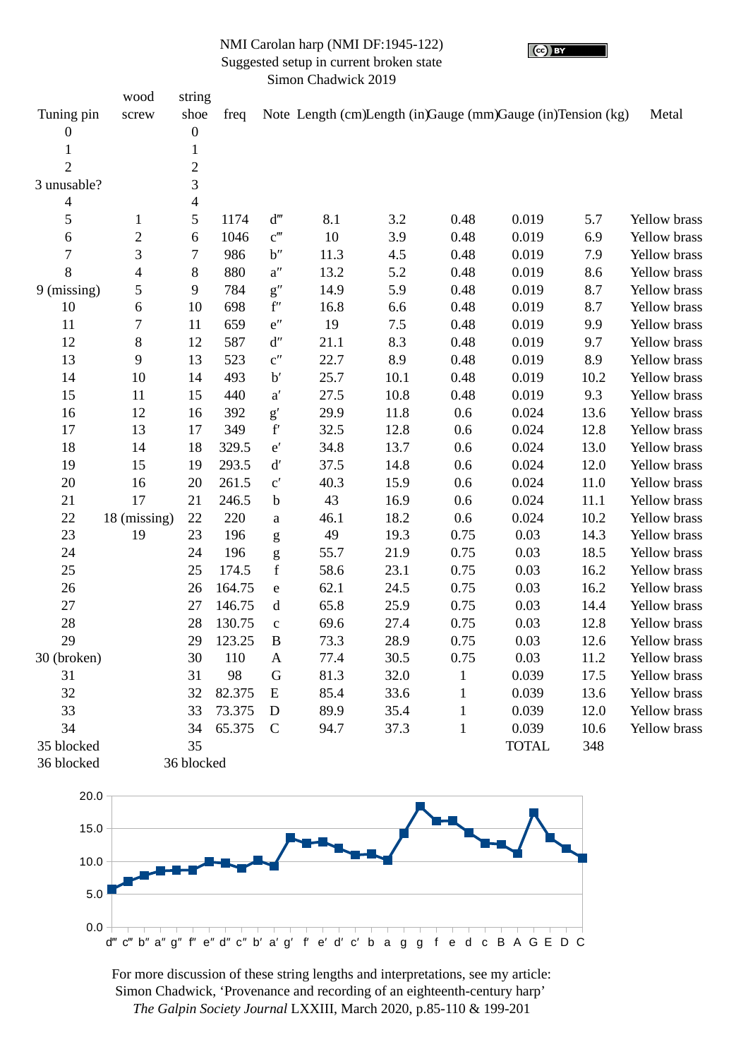NMI Carolan harp (NMI DF:1945-122)
Suggested setup in current broken state
Simon Chadwick 2019

CC BY

| Tuning pin | wood screw | string shoe | freq | Note | Length (cm) | Length (in) | Gauge (mm) | Gauge (in) | Tension (kg) | Metal |
|---|---|---|---|---|---|---|---|---|---|---|
| 0 | | 0 | | | | | | | | |
| 1 | | 1 | | | | | | | | |
| 2 | | 2 | | | | | | | | |
| 3 unusable? | | 3 | | | | | | | | |
| 4 | | 4 | | | | | | | | |
| 5 | 1 | 5 | 1174 | d‴ | 8.1 | 3.2 | 0.48 | 0.019 | 5.7 | Yellow brass |
| 6 | 2 | 6 | 1046 | c‴ | 10 | 3.9 | 0.48 | 0.019 | 6.9 | Yellow brass |
| 7 | 3 | 7 | 986 | b″ | 11.3 | 4.5 | 0.48 | 0.019 | 7.9 | Yellow brass |
| 8 | 4 | 8 | 880 | a″ | 13.2 | 5.2 | 0.48 | 0.019 | 8.6 | Yellow brass |
| 9 (missing) | 5 | 9 | 784 | g″ | 14.9 | 5.9 | 0.48 | 0.019 | 8.7 | Yellow brass |
| 10 | 6 | 10 | 698 | f″ | 16.8 | 6.6 | 0.48 | 0.019 | 8.7 | Yellow brass |
| 11 | 7 | 11 | 659 | e″ | 19 | 7.5 | 0.48 | 0.019 | 9.9 | Yellow brass |
| 12 | 8 | 12 | 587 | d″ | 21.1 | 8.3 | 0.48 | 0.019 | 9.7 | Yellow brass |
| 13 | 9 | 13 | 523 | c″ | 22.7 | 8.9 | 0.48 | 0.019 | 8.9 | Yellow brass |
| 14 | 10 | 14 | 493 | b′ | 25.7 | 10.1 | 0.48 | 0.019 | 10.2 | Yellow brass |
| 15 | 11 | 15 | 440 | a′ | 27.5 | 10.8 | 0.48 | 0.019 | 9.3 | Yellow brass |
| 16 | 12 | 16 | 392 | g′ | 29.9 | 11.8 | 0.6 | 0.024 | 13.6 | Yellow brass |
| 17 | 13 | 17 | 349 | f′ | 32.5 | 12.8 | 0.6 | 0.024 | 12.8 | Yellow brass |
| 18 | 14 | 18 | 329.5 | e′ | 34.8 | 13.7 | 0.6 | 0.024 | 13.0 | Yellow brass |
| 19 | 15 | 19 | 293.5 | d′ | 37.5 | 14.8 | 0.6 | 0.024 | 12.0 | Yellow brass |
| 20 | 16 | 20 | 261.5 | c′ | 40.3 | 15.9 | 0.6 | 0.024 | 11.0 | Yellow brass |
| 21 | 17 | 21 | 246.5 | b | 43 | 16.9 | 0.6 | 0.024 | 11.1 | Yellow brass |
| 22 | 18 (missing) | 22 | 220 | a | 46.1 | 18.2 | 0.6 | 0.024 | 10.2 | Yellow brass |
| 23 | 19 | 23 | 196 | g | 49 | 19.3 | 0.75 | 0.03 | 14.3 | Yellow brass |
| 24 | | 24 | 196 | g | 55.7 | 21.9 | 0.75 | 0.03 | 18.5 | Yellow brass |
| 25 | | 25 | 174.5 | f | 58.6 | 23.1 | 0.75 | 0.03 | 16.2 | Yellow brass |
| 26 | | 26 | 164.75 | e | 62.1 | 24.5 | 0.75 | 0.03 | 16.2 | Yellow brass |
| 27 | | 27 | 146.75 | d | 65.8 | 25.9 | 0.75 | 0.03 | 14.4 | Yellow brass |
| 28 | | 28 | 130.75 | c | 69.6 | 27.4 | 0.75 | 0.03 | 12.8 | Yellow brass |
| 29 | | 29 | 123.25 | B | 73.3 | 28.9 | 0.75 | 0.03 | 12.6 | Yellow brass |
| 30 (broken) | | 30 | 110 | A | 77.4 | 30.5 | 0.75 | 0.03 | 11.2 | Yellow brass |
| 31 | | 31 | 98 | G | 81.3 | 32.0 | 1 | 0.039 | 17.5 | Yellow brass |
| 32 | | 32 | 82.375 | E | 85.4 | 33.6 | 1 | 0.039 | 13.6 | Yellow brass |
| 33 | | 33 | 73.375 | D | 89.9 | 35.4 | 1 | 0.039 | 12.0 | Yellow brass |
| 34 | | 34 | 65.375 | C | 94.7 | 37.3 | 1 | 0.039 | 10.6 | Yellow brass |
| 35 blocked | | 35 | | | | | | TOTAL | 348 | |
| 36 blocked | | 36 blocked | | | | | | | | |

20.0
15.0
10.0
5.0
0.0

d‴ c‴ b″ a″ g″ f″ e″ d″ c″ b′ a′ g′ f′ e′ d′ c′ b a g g f e d c B A G E D C

For more discussion of these string lengths and interpretations, see my article:
Simon Chadwick, 'Provenance and recording of an eighteenth-century harp'
*The Galpin Society Journal* LXXIII, March 2020, p.85-110 & 199-201